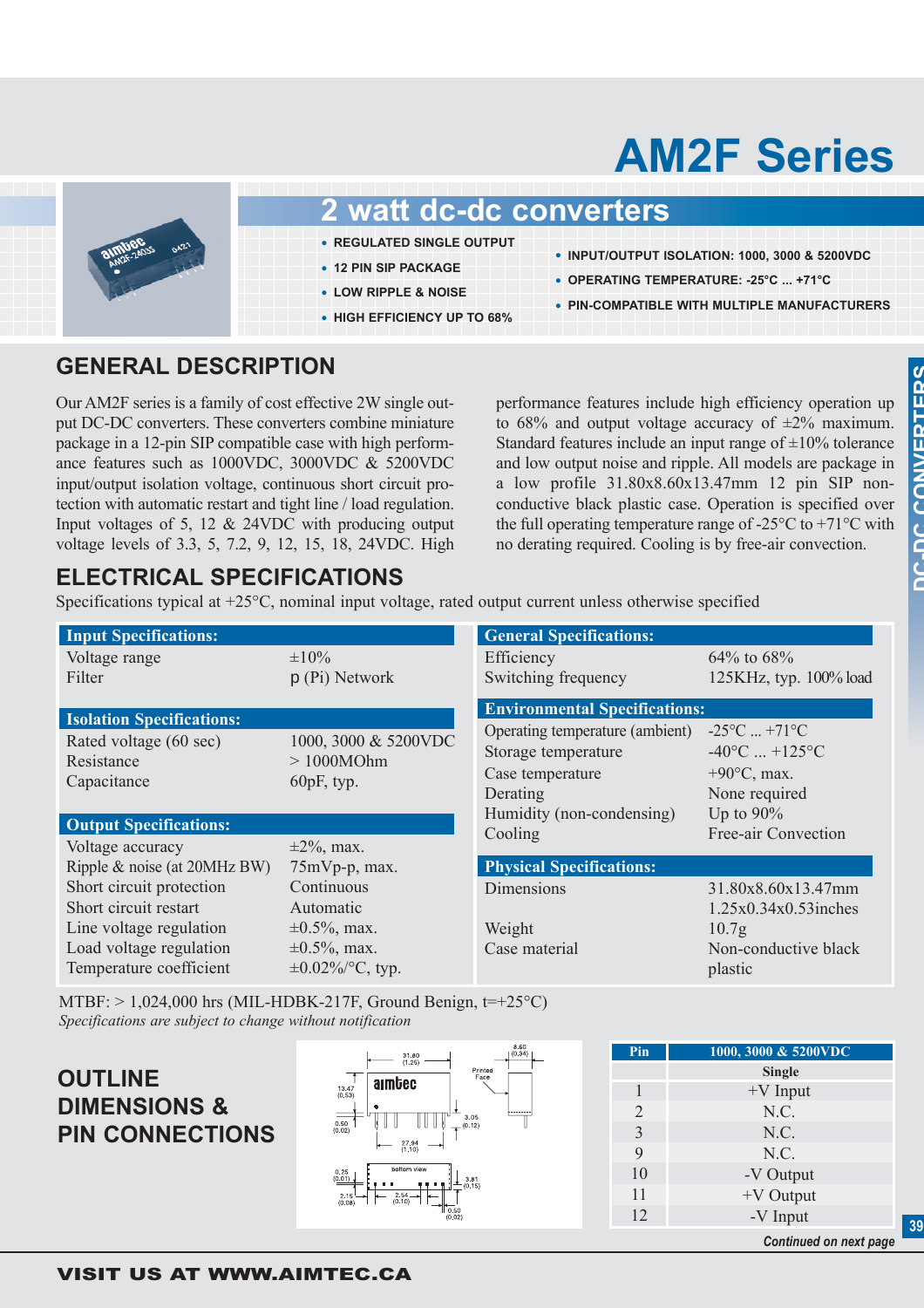# AM2F Series

## 2 watt dc-dc converters

- REGULATED SINGLE OUTPUT
- 12 PIN SIP PACKAGE
- LOW RIPPLE & NOISE
- HIGH EFFICIENCY UP TO 68%
- INPUT/OUTPUT ISOLATION: 1000, 3000 & 5200VDC
- OPERATING TEMPERATURE: -25°C ... +71°C
- PIN-COMPATIBLE WITH MULTIPLE MANUFACTURERS

## GENERAL DESCRIPTION

Our AM2F series is a family of cost effective 2W single output DC-DC converters. These converters combine miniature package in a 12-pin SIP compatible case with high performance features such as 1000VDC, 3000VDC & 5200VDC input/output isolation voltage, continuous short circuit protection with automatic restart and tight line / load regulation. Input voltages of 5, 12 & 24VDC with producing output voltage levels of 3.3, 5, 7.2, 9, 12, 15, 18, 24VDC. High performance features include high efficiency operation up to 68% and output voltage accuracy of ±2% maximum. Standard features include an input range of ±10% tolerance and low output noise and ripple. All models are package in a low profile 31.80x8.60x13.47mm 12 pin SIP non-conductive black plastic case. Operation is specified over the full operating temperature range of -25°C to +71°C with no derating required. Cooling is by free-air convection.

## ELECTRICAL SPECIFICATIONS

Specifications typical at +25°C, nominal input voltage, rated output current unless otherwise specified

| Input Specifications: | |
|---|---|
| Voltage range | ±10% |
| Filter | p (Pi) Network |

| Isolation Specifications: | |
|---|---|
| Rated voltage (60 sec) | 1000, 3000 & 5200VDC |
| Resistance | > 1000MOhm |
| Capacitance | 60pF, typ. |

| Output Specifications: | |
|---|---|
| Voltage accuracy | ±2%, max. |
| Ripple & noise (at 20MHz BW) | 75mVp-p, max. |
| Short circuit protection | Continuous |
| Short circuit restart | Automatic |
| Line voltage regulation | ±0.5%, max. |
| Load voltage regulation | ±0.5%, max. |
| Temperature coefficient | ±0.02%/°C, typ. |

| General Specifications: | |
|---|---|
| Efficiency | 64% to 68% |
| Switching frequency | 125KHz, typ. 100% load |

| Environmental Specifications: | |
|---|---|
| Operating temperature (ambient) | -25°C ... +71°C |
| Storage temperature | -40°C ... +125°C |
| Case temperature | +90°C, max. |
| Derating | None required |
| Humidity (non-condensing) | Up to 90% |
| Cooling | Free-air Convection |

| Physical Specifications: | |
|---|---|
| Dimensions | 31.80x8.60x13.47mm<br>1.25x0.34x0.53inches |
| Weight | 10.7g |
| Case material | Non-conductive black plastic |

MTBF: > 1,024,000 hrs (MIL-HDBK-217F, Ground Benign, t=+25°C)

*Specifications are subject to change without notification*

## OUTLINE DIMENSIONS & PIN CONNECTIONS

| Pin | 1000, 3000 & 5200VDC |
|---|---|
| | Single |
| 1 | +V Input |
| 2 | N.C. |
| 3 | N.C. |
| 9 | N.C. |
| 10 | -V Output |
| 11 | +V Output |
| 12 | -V Input |

***Continued on next page***

**VISIT US AT WWW.AIMTEC.CA**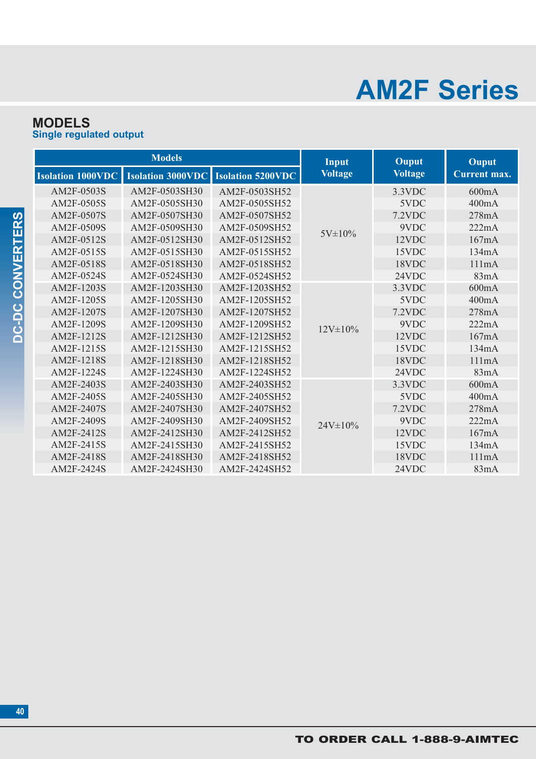# AM2F Series

## MODELS

### Single regulated output

| Models | | | Input Voltage | Ouput Voltage | Ouput Current max. |
|---|---|---|---|---|---|
| Isolation 1000VDC | Isolation 3000VDC | Isolation 5200VDC | | | |
| AM2F-0503S | AM2F-0503SH30 | AM2F-0503SH52 | 5V±10% | 3.3VDC | 600mA |
| AM2F-0505S | AM2F-0505SH30 | AM2F-0505SH52 | | 5VDC | 400mA |
| AM2F-0507S | AM2F-0507SH30 | AM2F-0507SH52 | | 7.2VDC | 278mA |
| AM2F-0509S | AM2F-0509SH30 | AM2F-0509SH52 | | 9VDC | 222mA |
| AM2F-0512S | AM2F-0512SH30 | AM2F-0512SH52 | | 12VDC | 167mA |
| AM2F-0515S | AM2F-0515SH30 | AM2F-0515SH52 | | 15VDC | 134mA |
| AM2F-0518S | AM2F-0518SH30 | AM2F-0518SH52 | | 18VDC | 111mA |
| AM2F-0524S | AM2F-0524SH30 | AM2F-0524SH52 | | 24VDC | 83mA |
| AM2F-1203S | AM2F-1203SH30 | AM2F-1203SH52 | 12V±10% | 3.3VDC | 600mA |
| AM2F-1205S | AM2F-1205SH30 | AM2F-1205SH52 | | 5VDC | 400mA |
| AM2F-1207S | AM2F-1207SH30 | AM2F-1207SH52 | | 7.2VDC | 278mA |
| AM2F-1209S | AM2F-1209SH30 | AM2F-1209SH52 | | 9VDC | 222mA |
| AM2F-1212S | AM2F-1212SH30 | AM2F-1212SH52 | | 12VDC | 167mA |
| AM2F-1215S | AM2F-1215SH30 | AM2F-1215SH52 | | 15VDC | 134mA |
| AM2F-1218S | AM2F-1218SH30 | AM2F-1218SH52 | | 18VDC | 111mA |
| AM2F-1224S | AM2F-1224SH30 | AM2F-1224SH52 | | 24VDC | 83mA |
| AM2F-2403S | AM2F-2403SH30 | AM2F-2403SH52 | 24V±10% | 3.3VDC | 600mA |
| AM2F-2405S | AM2F-2405SH30 | AM2F-2405SH52 | | 5VDC | 400mA |
| AM2F-2407S | AM2F-2407SH30 | AM2F-2407SH52 | | 7.2VDC | 278mA |
| AM2F-2409S | AM2F-2409SH30 | AM2F-2409SH52 | | 9VDC | 222mA |
| AM2F-2412S | AM2F-2412SH30 | AM2F-2412SH52 | | 12VDC | 167mA |
| AM2F-2415S | AM2F-2415SH30 | AM2F-2415SH52 | | 15VDC | 134mA |
| AM2F-2418S | AM2F-2418SH30 | AM2F-2418SH52 | | 18VDC | 111mA |
| AM2F-2424S | AM2F-2424SH30 | AM2F-2424SH52 | | 24VDC | 83mA |